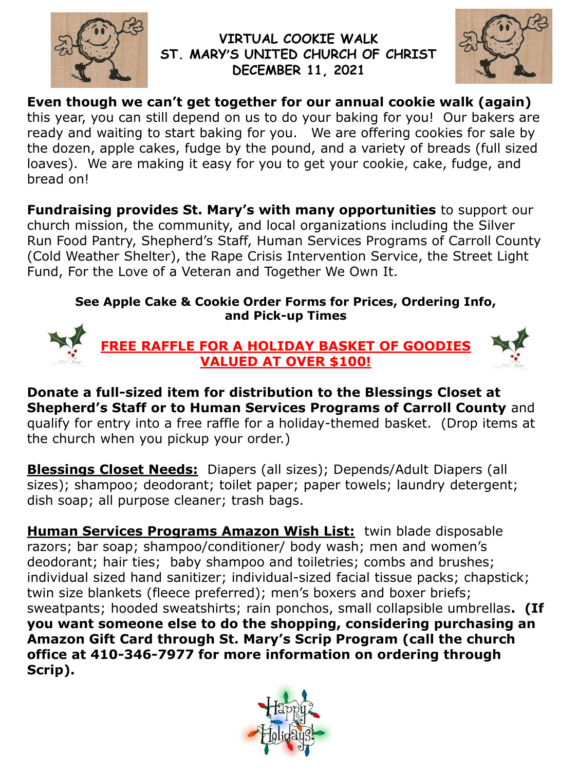# VIRTUAL COOKIE WALK
# ST. MARY'S UNITED CHURCH OF CHRIST
# DECEMBER 11, 2021

**Even though we can't get together for our annual cookie walk (again)** this year, you can still depend on us to do your baking for you! Our bakers are ready and waiting to start baking for you. We are offering cookies for sale by the dozen, apple cakes, fudge by the pound, and a variety of breads (full sized loaves). We are making it easy for you to get your cookie, cake, fudge, and bread on!

**Fundraising provides St. Mary's with many opportunities** to support our church mission, the community, and local organizations including the Silver Run Food Pantry, Shepherd's Staff, Human Services Programs of Carroll County (Cold Weather Shelter), the Rape Crisis Intervention Service, the Street Light Fund, For the Love of a Veteran and Together We Own It.

**See Apple Cake & Cookie Order Forms for Prices, Ordering Info, and Pick-up Times**

**FREE RAFFLE FOR A HOLIDAY BASKET OF GOODIES VALUED AT OVER $100!**

**Donate a full-sized item for distribution to the Blessings Closet at Shepherd's Staff or to Human Services Programs of Carroll County** and qualify for entry into a free raffle for a holiday-themed basket. (Drop items at the church when you pickup your order.)

**Blessings Closet Needs:** Diapers (all sizes); Depends/Adult Diapers (all sizes); shampoo; deodorant; toilet paper; paper towels; laundry detergent; dish soap; all purpose cleaner; trash bags.

**Human Services Programs Amazon Wish List:** twin blade disposable razors; bar soap; shampoo/conditioner/ body wash; men and women's deodorant; hair ties; baby shampoo and toiletries; combs and brushes; individual sized hand sanitizer; individual-sized facial tissue packs; chapstick; twin size blankets (fleece preferred); men's boxers and boxer briefs; sweatpants; hooded sweatshirts; rain ponchos, small collapsible umbrellas. **(If you want someone else to do the shopping, considering purchasing an Amazon Gift Card through St. Mary's Scrip Program (call the church office at 410-346-7977 for more information on ordering through Scrip).**

Happy Holidays!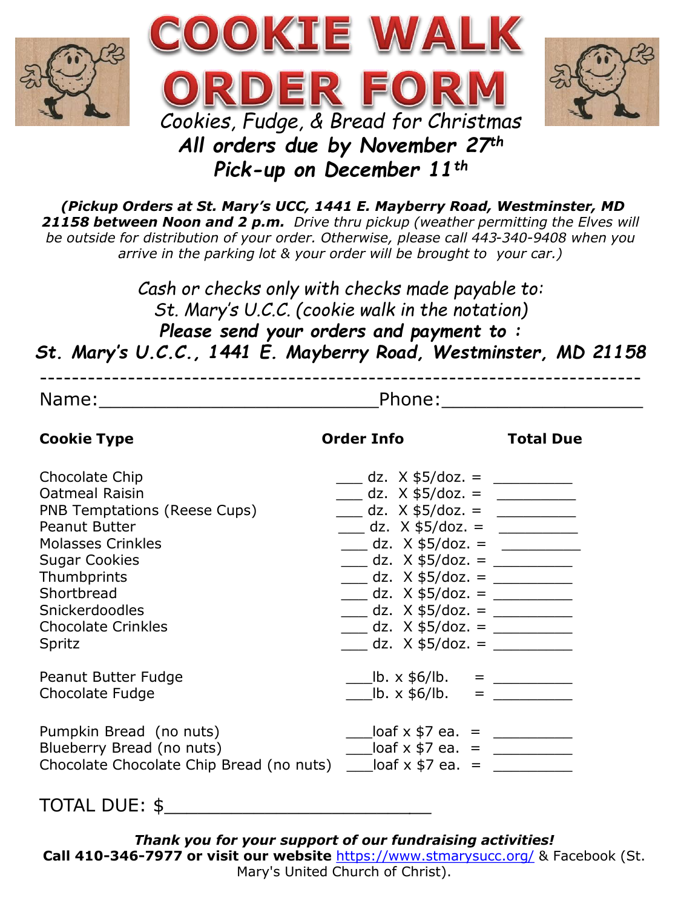# COOKIE WALK ORDER FORM

*Cookies, Fudge, & Bread for Christmas*

***All orders due by November 27th***

***Pick-up on December 11th***

***(Pickup Orders at St. Mary's UCC, 1441 E. Mayberry Road, Westminster, MD 21158 between Noon and 2 p.m.*** *Drive thru pickup (weather permitting the Elves will be outside for distribution of your order. Otherwise, please call 443-340-9408 when you arrive in the parking lot & your order will be brought to your car.)*

*Cash or checks only with checks made payable to:*
*St. Mary's U.C.C. (cookie walk in the notation)*

***Please send your orders and payment to :***

***St. Mary's U.C.C., 1441 E. Mayberry Road, Westminster, MD 21158***

---

Name:________________________ Phone:_________________

| Cookie Type | Order Info | Total Due |
|---|---|---|
| Chocolate Chip | ___ dz. X $5/doz. = | _________ |
| Oatmeal Raisin | ___ dz. X $5/doz. = | _________ |
| PNB Temptations (Reese Cups) | ___ dz. X $5/doz. = | _________ |
| Peanut Butter | ___ dz. X $5/doz. = | _________ |
| Molasses Crinkles | ___ dz. X $5/doz. = | _________ |
| Sugar Cookies | ___ dz. X $5/doz. = | _________ |
| Thumbprints | ___ dz. X $5/doz. = | _________ |
| Shortbread | ___ dz. X $5/doz. = | _________ |
| Snickerdoodles | ___ dz. X $5/doz. = | _________ |
| Chocolate Crinkles | ___ dz. X $5/doz. = | _________ |
| Spritz | ___ dz. X $5/doz. = | _________ |
| Peanut Butter Fudge | ___lb. x $6/lb. = | _________ |
| Chocolate Fudge | ___lb. x $6/lb. = | _________ |
| Pumpkin Bread (no nuts) | ___loaf x $7 ea. = | _________ |
| Blueberry Bread (no nuts) | ___loaf x $7 ea. = | _________ |
| Chocolate Chocolate Chip Bread (no nuts) | ___loaf x $7 ea. = | _________ |

TOTAL DUE: $________________________

***Thank you for your support of our fundraising activities!***

**Call 410-346-7977 or visit our website** https://www.stmarysucc.org/ & Facebook (St. Mary's United Church of Christ).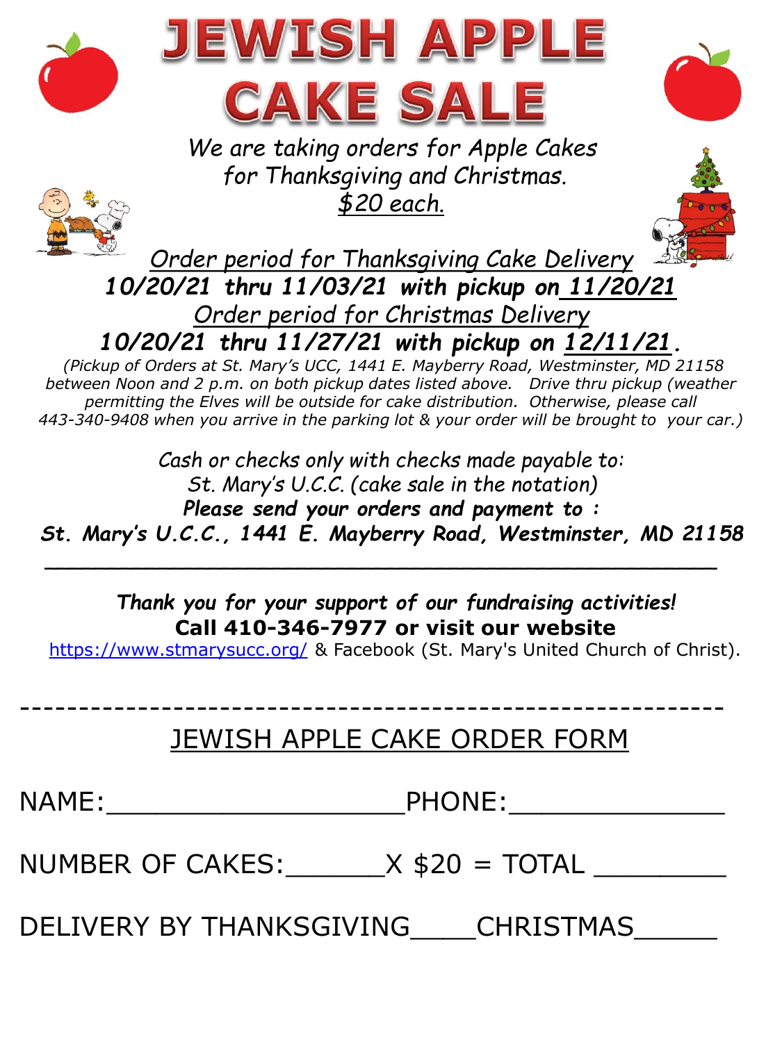# JEWISH APPLE CAKE SALE

*We are taking orders for Apple Cakes for Thanksgiving and Christmas.*
*$20 each.*

*Order period for Thanksgiving Cake Delivery*
***10/20/21 thru 11/03/21 with pickup on 11/20/21***
*Order period for Christmas Delivery*
***10/20/21 thru 11/27/21 with pickup on 12/11/21.***

*(Pickup of Orders at St. Mary's UCC, 1441 E. Mayberry Road, Westminster, MD 21158 between Noon and 2 p.m. on both pickup dates listed above. Drive thru pickup (weather permitting the Elves will be outside for cake distribution. Otherwise, please call 443-340-9408 when you arrive in the parking lot & your order will be brought to your car.)*

*Cash or checks only with checks made payable to:*
*St. Mary's U.C.C. (cake sale in the notation)*
***Please send your orders and payment to :***
***St. Mary's U.C.C., 1441 E. Mayberry Road, Westminster, MD 21158***

---

***Thank you for your support of our fundraising activities!***
**Call 410-346-7977 or visit our website**
https://www.stmarysucc.org/ & Facebook (St. Mary's United Church of Christ).

---------------------------------------------------------

## JEWISH APPLE CAKE ORDER FORM

NAME:___________________PHONE:_____________

NUMBER OF CAKES:______X $20 = TOTAL ________

DELIVERY BY THANKSGIVING____CHRISTMAS_____